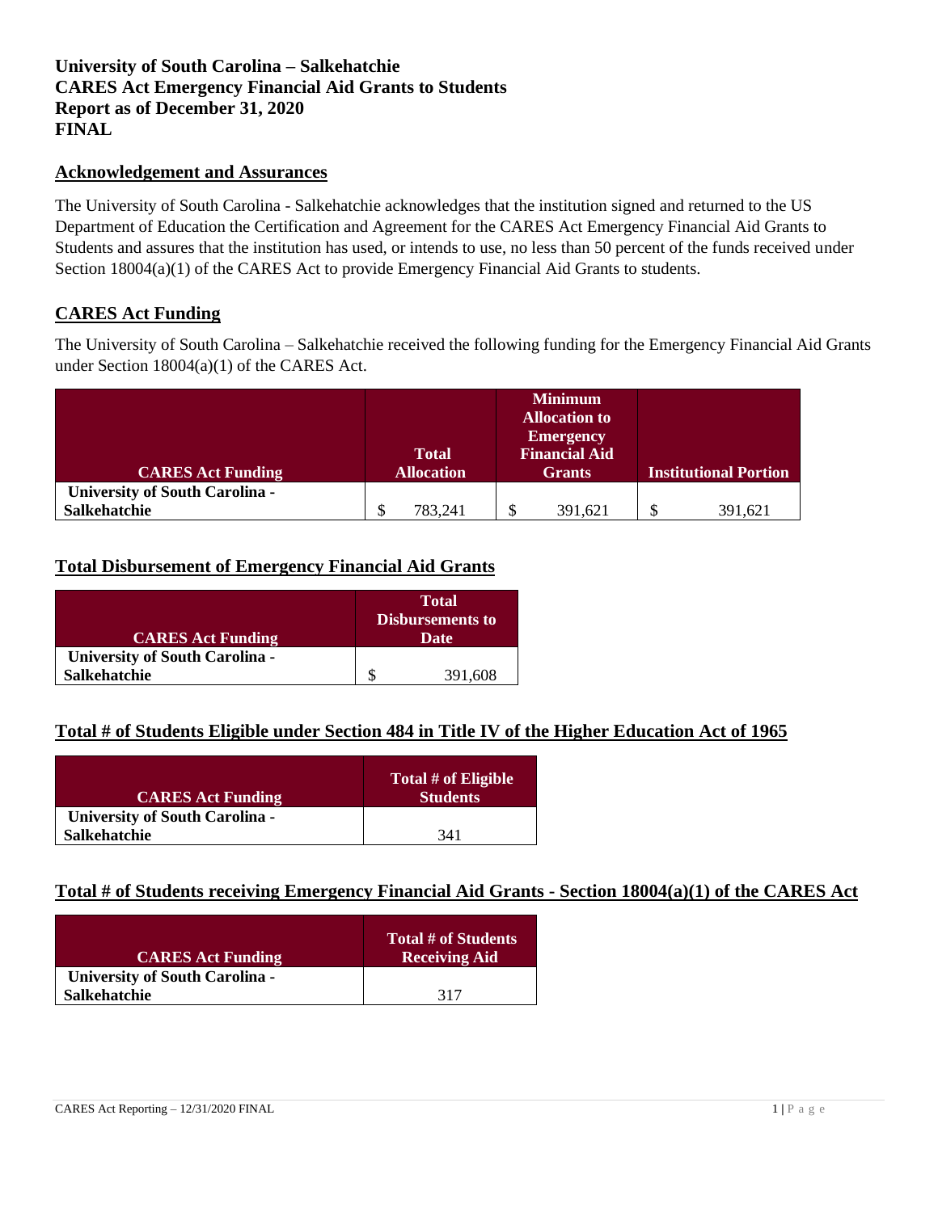**University of South Carolina – Salkehatchie**
**CARES Act Emergency Financial Aid Grants to Students**
**Report as of December 31, 2020**
**FINAL**

## Acknowledgement and Assurances

The University of South Carolina - Salkehatchie acknowledges that the institution signed and returned to the US Department of Education the Certification and Agreement for the CARES Act Emergency Financial Aid Grants to Students and assures that the institution has used, or intends to use, no less than 50 percent of the funds received under Section 18004(a)(1) of the CARES Act to provide Emergency Financial Aid Grants to students.

## CARES Act Funding

The University of South Carolina – Salkehatchie received the following funding for the Emergency Financial Aid Grants under Section 18004(a)(1) of the CARES Act.

| CARES Act Funding | Total Allocation | Minimum Allocation to Emergency Financial Aid Grants | Institutional Portion |
|---|---|---|---|
| University of South Carolina - Salkehatchie | $ 783,241 | $ 391,621 | $ 391,621 |

## Total Disbursement of Emergency Financial Aid Grants

| CARES Act Funding | Total Disbursements to Date |
|---|---|
| University of South Carolina - Salkehatchie | $ 391,608 |

## Total # of Students Eligible under Section 484 in Title IV of the Higher Education Act of 1965

| CARES Act Funding | Total # of Eligible Students |
|---|---|
| University of South Carolina - Salkehatchie | 341 |

## Total # of Students receiving Emergency Financial Aid Grants - Section 18004(a)(1) of the CARES Act

| CARES Act Funding | Total # of Students Receiving Aid |
|---|---|
| University of South Carolina - Salkehatchie | 317 |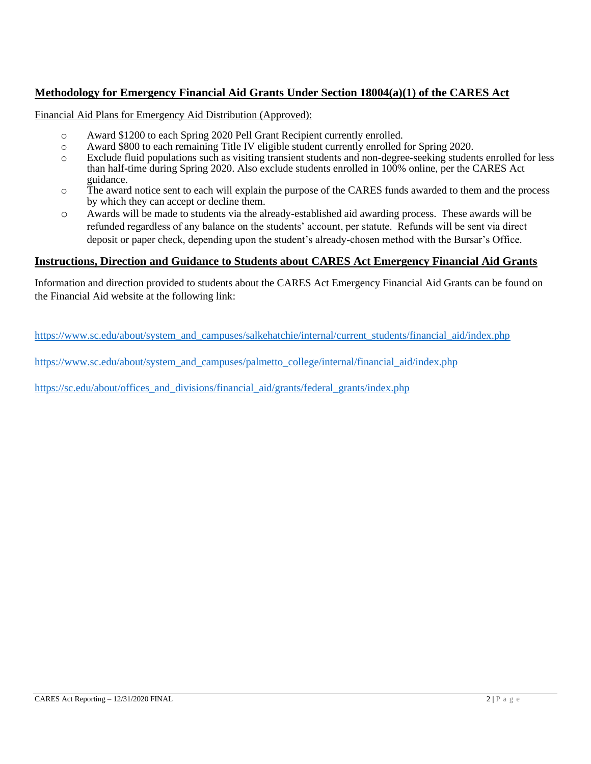## Methodology for Emergency Financial Aid Grants Under Section 18004(a)(1) of the CARES Act

Financial Aid Plans for Emergency Aid Distribution (Approved):

- Award $1200 to each Spring 2020 Pell Grant Recipient currently enrolled.
- Award $800 to each remaining Title IV eligible student currently enrolled for Spring 2020.
- Exclude fluid populations such as visiting transient students and non-degree-seeking students enrolled for less than half-time during Spring 2020. Also exclude students enrolled in 100% online, per the CARES Act guidance.
- The award notice sent to each will explain the purpose of the CARES funds awarded to them and the process by which they can accept or decline them.
- Awards will be made to students via the already-established aid awarding process. These awards will be refunded regardless of any balance on the students' account, per statute. Refunds will be sent via direct deposit or paper check, depending upon the student's already-chosen method with the Bursar's Office.

## Instructions, Direction and Guidance to Students about CARES Act Emergency Financial Aid Grants

Information and direction provided to students about the CARES Act Emergency Financial Aid Grants can be found on the Financial Aid website at the following link:

https://www.sc.edu/about/system_and_campuses/salkehatchie/internal/current_students/financial_aid/index.php

https://www.sc.edu/about/system_and_campuses/palmetto_college/internal/financial_aid/index.php

https://sc.edu/about/offices_and_divisions/financial_aid/grants/federal_grants/index.php